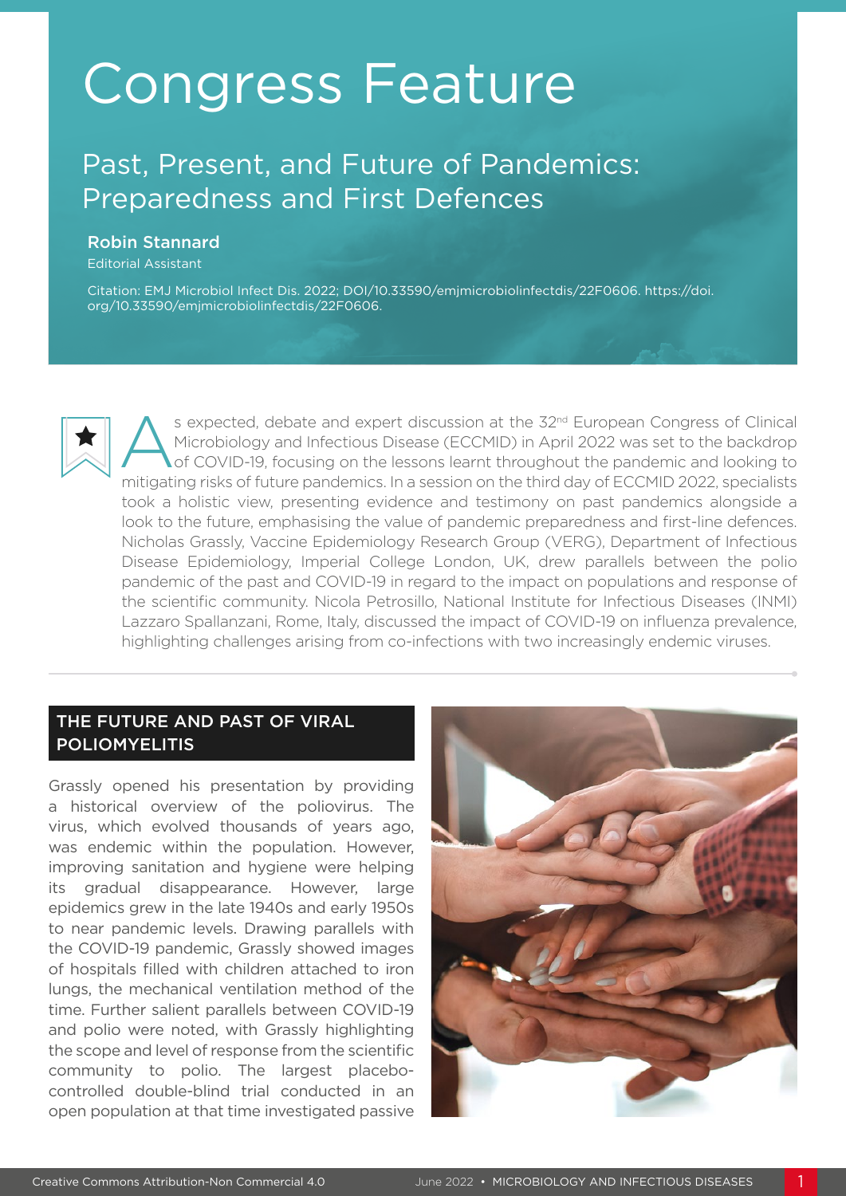# Congress Feature

## Past, Present, and Future of Pandemics: Preparedness and First Defences

**Robin Stannard**
Editorial Assistant

Citation: EMJ Microbiol Infect Dis. 2022; DOI/10.33590/emjmicrobiolinfectdis/22F0606. https://doi.org/10.33590/emjmicrobiolinfectdis/22F0606.

As expected, debate and expert discussion at the 32nd European Congress of Clinical Microbiology and Infectious Disease (ECCMID) in April 2022 was set to the backdrop of COVID-19, focusing on the lessons learnt throughout the pandemic and looking to mitigating risks of future pandemics. In a session on the third day of ECCMID 2022, specialists took a holistic view, presenting evidence and testimony on past pandemics alongside a look to the future, emphasising the value of pandemic preparedness and first-line defences. Nicholas Grassly, Vaccine Epidemiology Research Group (VERG), Department of Infectious Disease Epidemiology, Imperial College London, UK, drew parallels between the polio pandemic of the past and COVID-19 in regard to the impact on populations and response of the scientific community. Nicola Petrosillo, National Institute for Infectious Diseases (INMI) Lazzaro Spallanzani, Rome, Italy, discussed the impact of COVID-19 on influenza prevalence, highlighting challenges arising from co-infections with two increasingly endemic viruses.

## THE FUTURE AND PAST OF VIRAL POLIOMYELITIS

Grassly opened his presentation by providing a historical overview of the poliovirus. The virus, which evolved thousands of years ago, was endemic within the population. However, improving sanitation and hygiene were helping its gradual disappearance. However, large epidemics grew in the late 1940s and early 1950s to near pandemic levels. Drawing parallels with the COVID-19 pandemic, Grassly showed images of hospitals filled with children attached to iron lungs, the mechanical ventilation method of the time. Further salient parallels between COVID-19 and polio were noted, with Grassly highlighting the scope and level of response from the scientific community to polio. The largest placebo-controlled double-blind trial conducted in an open population at that time investigated passive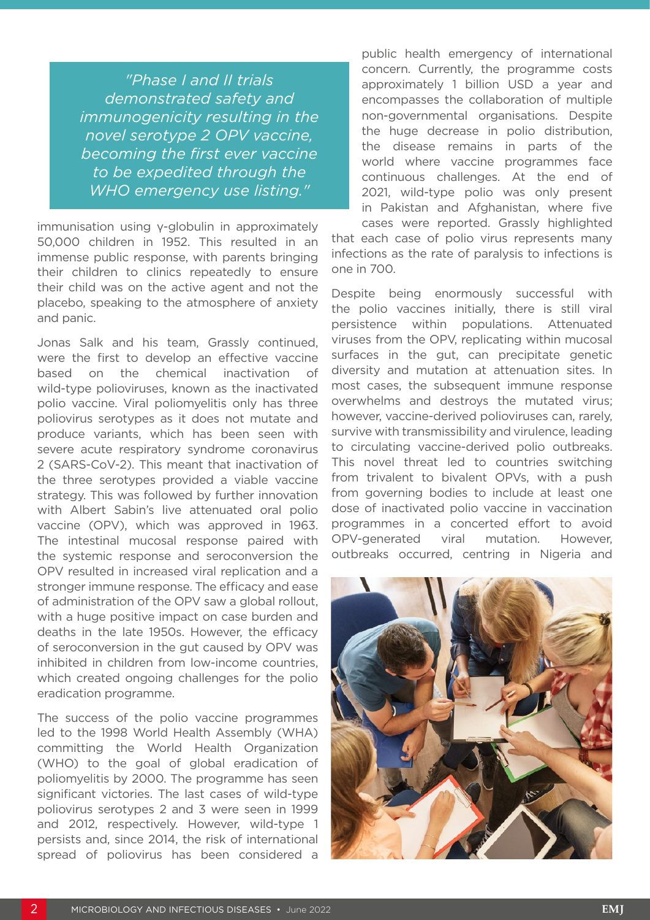> "Phase I and II trials demonstrated safety and immunogenicity resulting in the novel serotype 2 OPV vaccine, becoming the first ever vaccine to be expedited through the WHO emergency use listing."

immunisation using γ-globulin in approximately 50,000 children in 1952. This resulted in an immense public response, with parents bringing their children to clinics repeatedly to ensure their child was on the active agent and not the placebo, speaking to the atmosphere of anxiety and panic.

Jonas Salk and his team, Grassly continued, were the first to develop an effective vaccine based on the chemical inactivation of wild-type polioviruses, known as the inactivated polio vaccine. Viral poliomyelitis only has three poliovirus serotypes as it does not mutate and produce variants, which has been seen with severe acute respiratory syndrome coronavirus 2 (SARS-CoV-2). This meant that inactivation of the three serotypes provided a viable vaccine strategy. This was followed by further innovation with Albert Sabin's live attenuated oral polio vaccine (OPV), which was approved in 1963. The intestinal mucosal response paired with the systemic response and seroconversion the OPV resulted in increased viral replication and a stronger immune response. The efficacy and ease of administration of the OPV saw a global rollout, with a huge positive impact on case burden and deaths in the late 1950s. However, the efficacy of seroconversion in the gut caused by OPV was inhibited in children from low-income countries, which created ongoing challenges for the polio eradication programme.

The success of the polio vaccine programmes led to the 1998 World Health Assembly (WHA) committing the World Health Organization (WHO) to the goal of global eradication of poliomyelitis by 2000. The programme has seen significant victories. The last cases of wild-type poliovirus serotypes 2 and 3 were seen in 1999 and 2012, respectively. However, wild-type 1 persists and, since 2014, the risk of international spread of poliovirus has been considered a public health emergency of international concern. Currently, the programme costs approximately 1 billion USD a year and encompasses the collaboration of multiple non-governmental organisations. Despite the huge decrease in polio distribution, the disease remains in parts of the world where vaccine programmes face continuous challenges. At the end of 2021, wild-type polio was only present in Pakistan and Afghanistan, where five cases were reported. Grassly highlighted that each case of polio virus represents many infections as the rate of paralysis to infections is one in 700.

Despite being enormously successful with the polio vaccines initially, there is still viral persistence within populations. Attenuated viruses from the OPV, replicating within mucosal surfaces in the gut, can precipitate genetic diversity and mutation at attenuation sites. In most cases, the subsequent immune response overwhelms and destroys the mutated virus; however, vaccine-derived polioviruses can, rarely, survive with transmissibility and virulence, leading to circulating vaccine-derived polio outbreaks. This novel threat led to countries switching from trivalent to bivalent OPVs, with a push from governing bodies to include at least one dose of inactivated polio vaccine in vaccination programmes in a concerted effort to avoid OPV-generated viral mutation. However, outbreaks occurred, centring in Nigeria and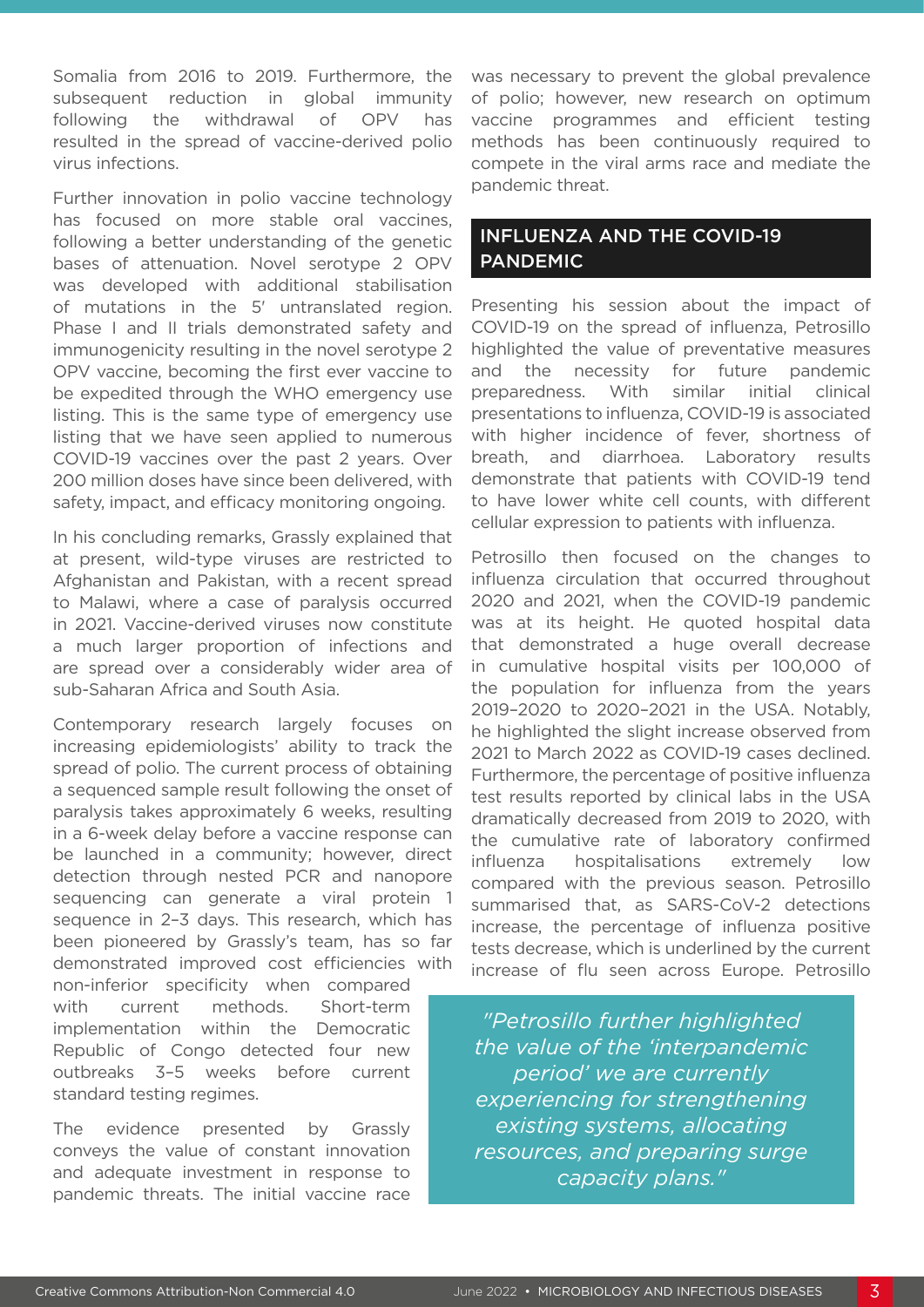Somalia from 2016 to 2019. Furthermore, the subsequent reduction in global immunity following the withdrawal of OPV has resulted in the spread of vaccine-derived polio virus infections.

Further innovation in polio vaccine technology has focused on more stable oral vaccines, following a better understanding of the genetic bases of attenuation. Novel serotype 2 OPV was developed with additional stabilisation of mutations in the 5′ untranslated region. Phase I and II trials demonstrated safety and immunogenicity resulting in the novel serotype 2 OPV vaccine, becoming the first ever vaccine to be expedited through the WHO emergency use listing. This is the same type of emergency use listing that we have seen applied to numerous COVID-19 vaccines over the past 2 years. Over 200 million doses have since been delivered, with safety, impact, and efficacy monitoring ongoing.

In his concluding remarks, Grassly explained that at present, wild-type viruses are restricted to Afghanistan and Pakistan, with a recent spread to Malawi, where a case of paralysis occurred in 2021. Vaccine-derived viruses now constitute a much larger proportion of infections and are spread over a considerably wider area of sub-Saharan Africa and South Asia.

Contemporary research largely focuses on increasing epidemiologists' ability to track the spread of polio. The current process of obtaining a sequenced sample result following the onset of paralysis takes approximately 6 weeks, resulting in a 6-week delay before a vaccine response can be launched in a community; however, direct detection through nested PCR and nanopore sequencing can generate a viral protein 1 sequence in 2–3 days. This research, which has been pioneered by Grassly's team, has so far demonstrated improved cost efficiencies with non-inferior specificity when compared with current methods. Short-term implementation within the Democratic Republic of Congo detected four new outbreaks 3–5 weeks before current standard testing regimes.

The evidence presented by Grassly conveys the value of constant innovation and adequate investment in response to pandemic threats. The initial vaccine race was necessary to prevent the global prevalence of polio; however, new research on optimum vaccine programmes and efficient testing methods has been continuously required to compete in the viral arms race and mediate the pandemic threat.

## INFLUENZA AND THE COVID-19 PANDEMIC

Presenting his session about the impact of COVID-19 on the spread of influenza, Petrosillo highlighted the value of preventative measures and the necessity for future pandemic preparedness. With similar initial clinical presentations to influenza, COVID-19 is associated with higher incidence of fever, shortness of breath, and diarrhoea. Laboratory results demonstrate that patients with COVID-19 tend to have lower white cell counts, with different cellular expression to patients with influenza.

Petrosillo then focused on the changes to influenza circulation that occurred throughout 2020 and 2021, when the COVID-19 pandemic was at its height. He quoted hospital data that demonstrated a huge overall decrease in cumulative hospital visits per 100,000 of the population for influenza from the years 2019–2020 to 2020–2021 in the USA. Notably, he highlighted the slight increase observed from 2021 to March 2022 as COVID-19 cases declined. Furthermore, the percentage of positive influenza test results reported by clinical labs in the USA dramatically decreased from 2019 to 2020, with the cumulative rate of laboratory confirmed influenza hospitalisations extremely low compared with the previous season. Petrosillo summarised that, as SARS-CoV-2 detections increase, the percentage of influenza positive tests decrease, which is underlined by the current increase of flu seen across Europe. Petrosillo

> *"Petrosillo further highlighted the value of the 'interpandemic period' we are currently experiencing for strengthening existing systems, allocating resources, and preparing surge capacity plans."*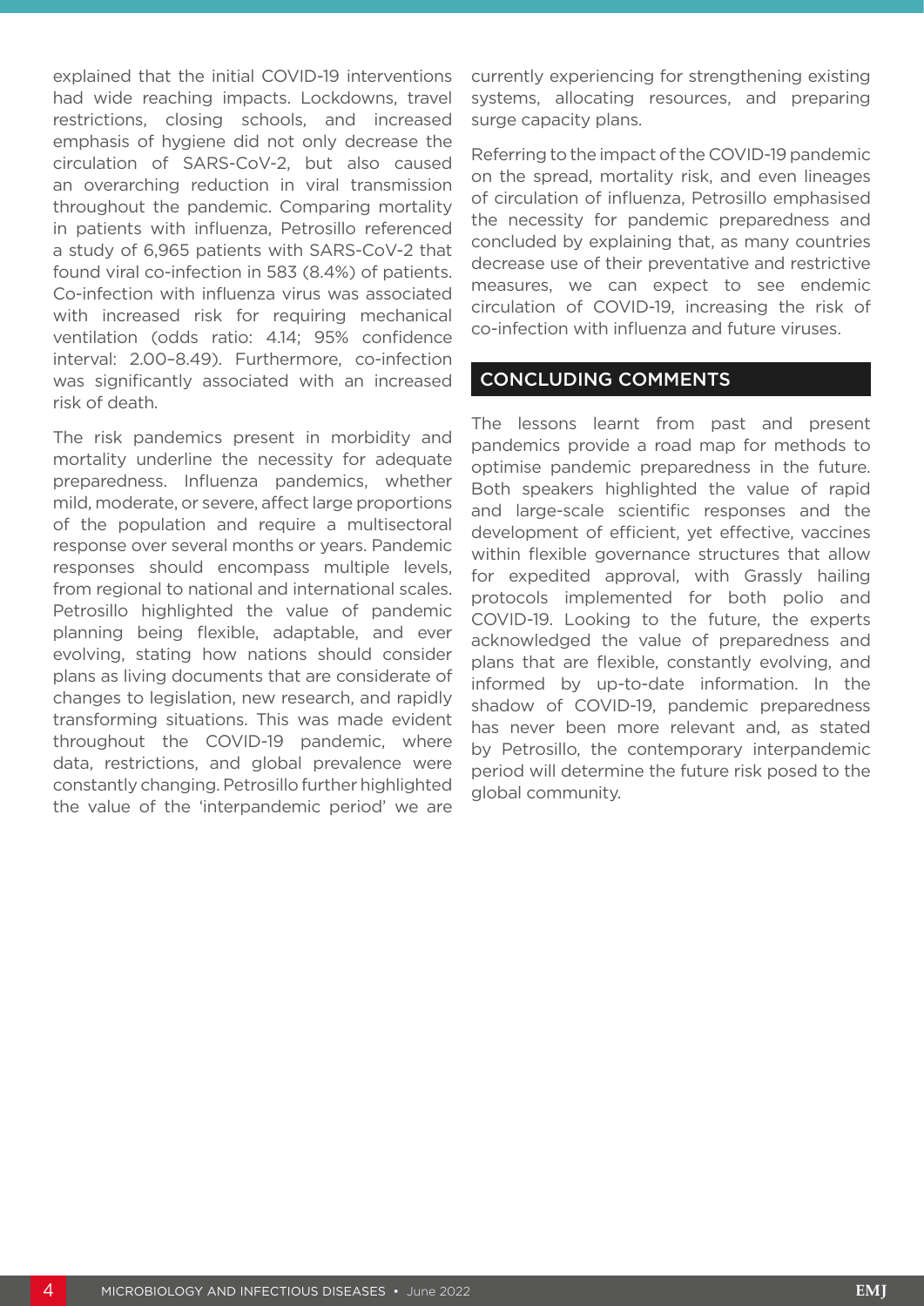explained that the initial COVID-19 interventions had wide reaching impacts. Lockdowns, travel restrictions, closing schools, and increased emphasis of hygiene did not only decrease the circulation of SARS-CoV-2, but also caused an overarching reduction in viral transmission throughout the pandemic. Comparing mortality in patients with influenza, Petrosillo referenced a study of 6,965 patients with SARS-CoV-2 that found viral co-infection in 583 (8.4%) of patients. Co-infection with influenza virus was associated with increased risk for requiring mechanical ventilation (odds ratio: 4.14; 95% confidence interval: 2.00–8.49). Furthermore, co-infection was significantly associated with an increased risk of death.

The risk pandemics present in morbidity and mortality underline the necessity for adequate preparedness. Influenza pandemics, whether mild, moderate, or severe, affect large proportions of the population and require a multisectoral response over several months or years. Pandemic responses should encompass multiple levels, from regional to national and international scales. Petrosillo highlighted the value of pandemic planning being flexible, adaptable, and ever evolving, stating how nations should consider plans as living documents that are considerate of changes to legislation, new research, and rapidly transforming situations. This was made evident throughout the COVID-19 pandemic, where data, restrictions, and global prevalence were constantly changing. Petrosillo further highlighted the value of the 'interpandemic period' we are currently experiencing for strengthening existing systems, allocating resources, and preparing surge capacity plans.

Referring to the impact of the COVID-19 pandemic on the spread, mortality risk, and even lineages of circulation of influenza, Petrosillo emphasised the necessity for pandemic preparedness and concluded by explaining that, as many countries decrease use of their preventative and restrictive measures, we can expect to see endemic circulation of COVID-19, increasing the risk of co-infection with influenza and future viruses.

## CONCLUDING COMMENTS

The lessons learnt from past and present pandemics provide a road map for methods to optimise pandemic preparedness in the future. Both speakers highlighted the value of rapid and large-scale scientific responses and the development of efficient, yet effective, vaccines within flexible governance structures that allow for expedited approval, with Grassly hailing protocols implemented for both polio and COVID-19. Looking to the future, the experts acknowledged the value of preparedness and plans that are flexible, constantly evolving, and informed by up-to-date information. In the shadow of COVID-19, pandemic preparedness has never been more relevant and, as stated by Petrosillo, the contemporary interpandemic period will determine the future risk posed to the global community.